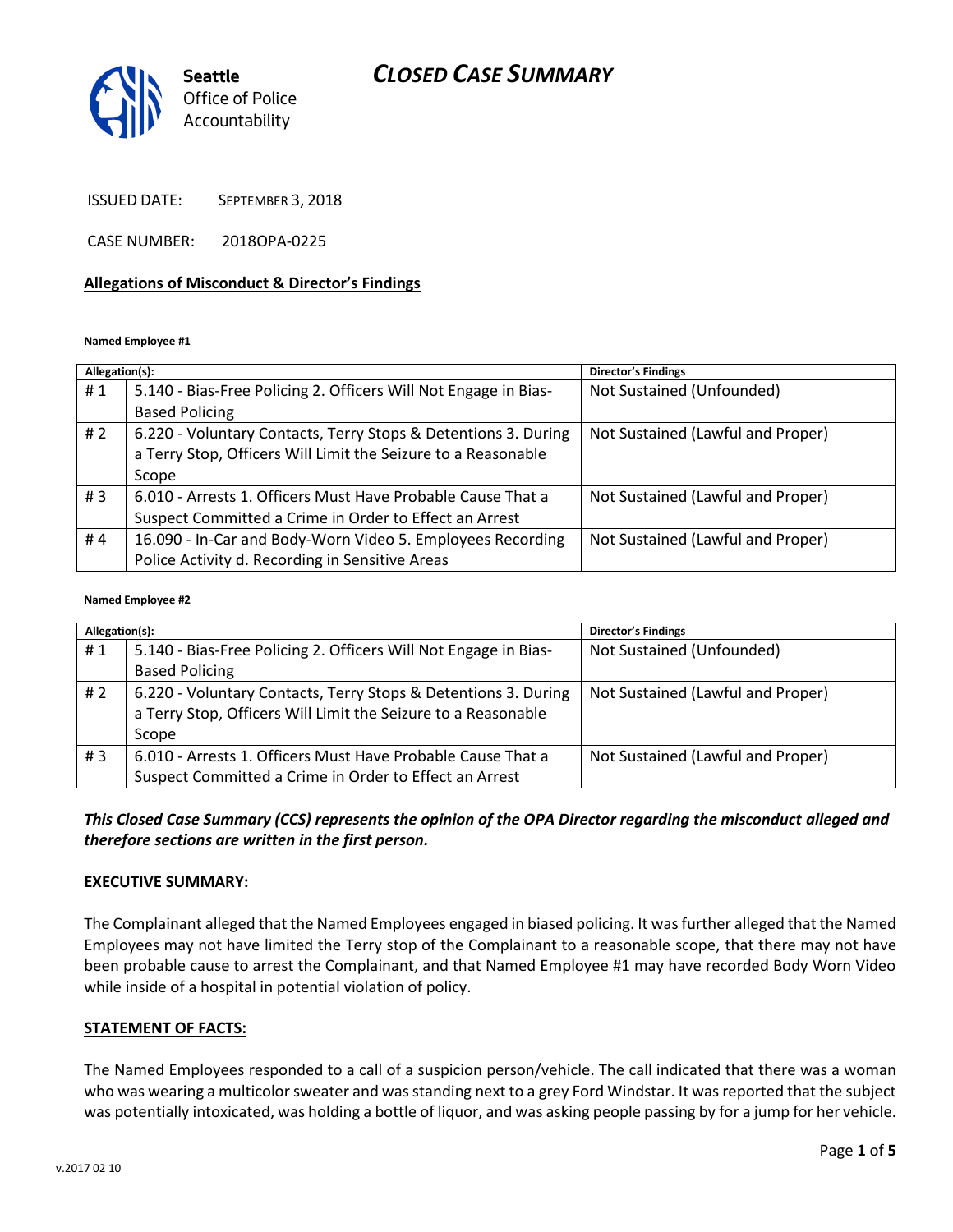Seattle Office of Police Accountability

# CLOSED CASE SUMMARY

ISSUED DATE: SEPTEMBER 3, 2018

CASE NUMBER: 2018OPA-0225

## Allegations of Misconduct & Director's Findings

**Named Employee #1**

| Allegation(s): | | Director's Findings |
|---|---|---|
| # 1 | 5.140 - Bias-Free Policing 2. Officers Will Not Engage in Bias-Based Policing | Not Sustained (Unfounded) |
| # 2 | 6.220 - Voluntary Contacts, Terry Stops & Detentions 3. During a Terry Stop, Officers Will Limit the Seizure to a Reasonable Scope | Not Sustained (Lawful and Proper) |
| # 3 | 6.010 - Arrests 1. Officers Must Have Probable Cause That a Suspect Committed a Crime in Order to Effect an Arrest | Not Sustained (Lawful and Proper) |
| # 4 | 16.090 - In-Car and Body-Worn Video 5. Employees Recording Police Activity d. Recording in Sensitive Areas | Not Sustained (Lawful and Proper) |

**Named Employee #2**

| Allegation(s): | | Director's Findings |
|---|---|---|
| # 1 | 5.140 - Bias-Free Policing 2. Officers Will Not Engage in Bias-Based Policing | Not Sustained (Unfounded) |
| # 2 | 6.220 - Voluntary Contacts, Terry Stops & Detentions 3. During a Terry Stop, Officers Will Limit the Seizure to a Reasonable Scope | Not Sustained (Lawful and Proper) |
| # 3 | 6.010 - Arrests 1. Officers Must Have Probable Cause That a Suspect Committed a Crime in Order to Effect an Arrest | Not Sustained (Lawful and Proper) |

***This Closed Case Summary (CCS) represents the opinion of the OPA Director regarding the misconduct alleged and therefore sections are written in the first person.***

## EXECUTIVE SUMMARY:

The Complainant alleged that the Named Employees engaged in biased policing. It was further alleged that the Named Employees may not have limited the Terry stop of the Complainant to a reasonable scope, that there may not have been probable cause to arrest the Complainant, and that Named Employee #1 may have recorded Body Worn Video while inside of a hospital in potential violation of policy.

## STATEMENT OF FACTS:

The Named Employees responded to a call of a suspicion person/vehicle. The call indicated that there was a woman who was wearing a multicolor sweater and was standing next to a grey Ford Windstar. It was reported that the subject was potentially intoxicated, was holding a bottle of liquor, and was asking people passing by for a jump for her vehicle.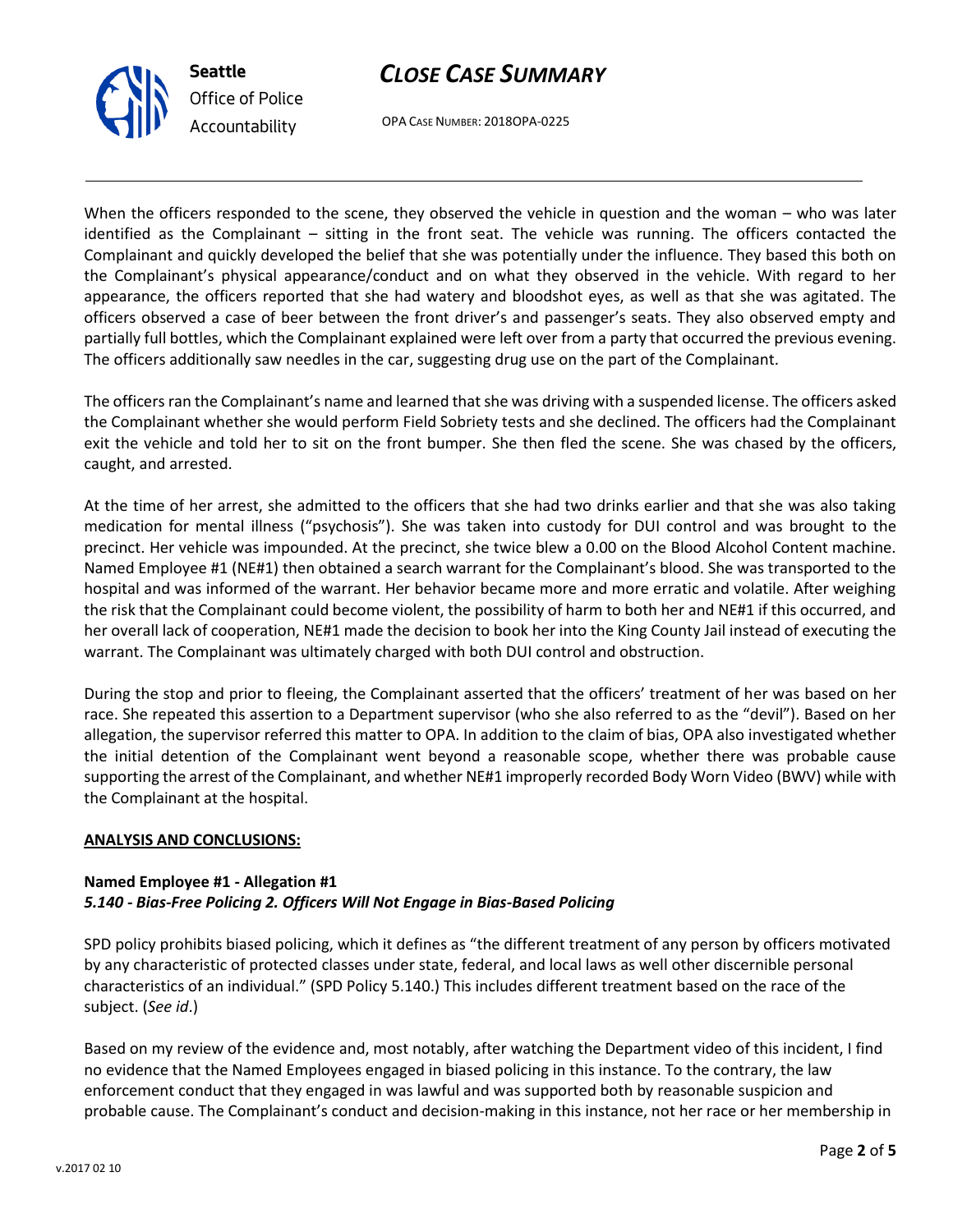When the officers responded to the scene, they observed the vehicle in question and the woman – who was later identified as the Complainant – sitting in the front seat. The vehicle was running. The officers contacted the Complainant and quickly developed the belief that she was potentially under the influence. They based this both on the Complainant's physical appearance/conduct and on what they observed in the vehicle. With regard to her appearance, the officers reported that she had watery and bloodshot eyes, as well as that she was agitated. The officers observed a case of beer between the front driver's and passenger's seats. They also observed empty and partially full bottles, which the Complainant explained were left over from a party that occurred the previous evening. The officers additionally saw needles in the car, suggesting drug use on the part of the Complainant.

The officers ran the Complainant's name and learned that she was driving with a suspended license. The officers asked the Complainant whether she would perform Field Sobriety tests and she declined. The officers had the Complainant exit the vehicle and told her to sit on the front bumper. She then fled the scene. She was chased by the officers, caught, and arrested.

At the time of her arrest, she admitted to the officers that she had two drinks earlier and that she was also taking medication for mental illness ("psychosis"). She was taken into custody for DUI control and was brought to the precinct. Her vehicle was impounded. At the precinct, she twice blew a 0.00 on the Blood Alcohol Content machine. Named Employee #1 (NE#1) then obtained a search warrant for the Complainant's blood. She was transported to the hospital and was informed of the warrant. Her behavior became more and more erratic and volatile. After weighing the risk that the Complainant could become violent, the possibility of harm to both her and NE#1 if this occurred, and her overall lack of cooperation, NE#1 made the decision to book her into the King County Jail instead of executing the warrant. The Complainant was ultimately charged with both DUI control and obstruction.

During the stop and prior to fleeing, the Complainant asserted that the officers' treatment of her was based on her race. She repeated this assertion to a Department supervisor (who she also referred to as the "devil"). Based on her allegation, the supervisor referred this matter to OPA. In addition to the claim of bias, OPA also investigated whether the initial detention of the Complainant went beyond a reasonable scope, whether there was probable cause supporting the arrest of the Complainant, and whether NE#1 improperly recorded Body Worn Video (BWV) while with the Complainant at the hospital.

**ANALYSIS AND CONCLUSIONS:**

**Named Employee #1 - Allegation #1**
***5.140 - Bias-Free Policing 2. Officers Will Not Engage in Bias-Based Policing***

SPD policy prohibits biased policing, which it defines as "the different treatment of any person by officers motivated by any characteristic of protected classes under state, federal, and local laws as well other discernible personal characteristics of an individual." (SPD Policy 5.140.) This includes different treatment based on the race of the subject. (*See id*.)

Based on my review of the evidence and, most notably, after watching the Department video of this incident, I find no evidence that the Named Employees engaged in biased policing in this instance. To the contrary, the law enforcement conduct that they engaged in was lawful and was supported both by reasonable suspicion and probable cause. The Complainant's conduct and decision-making in this instance, not her race or her membership in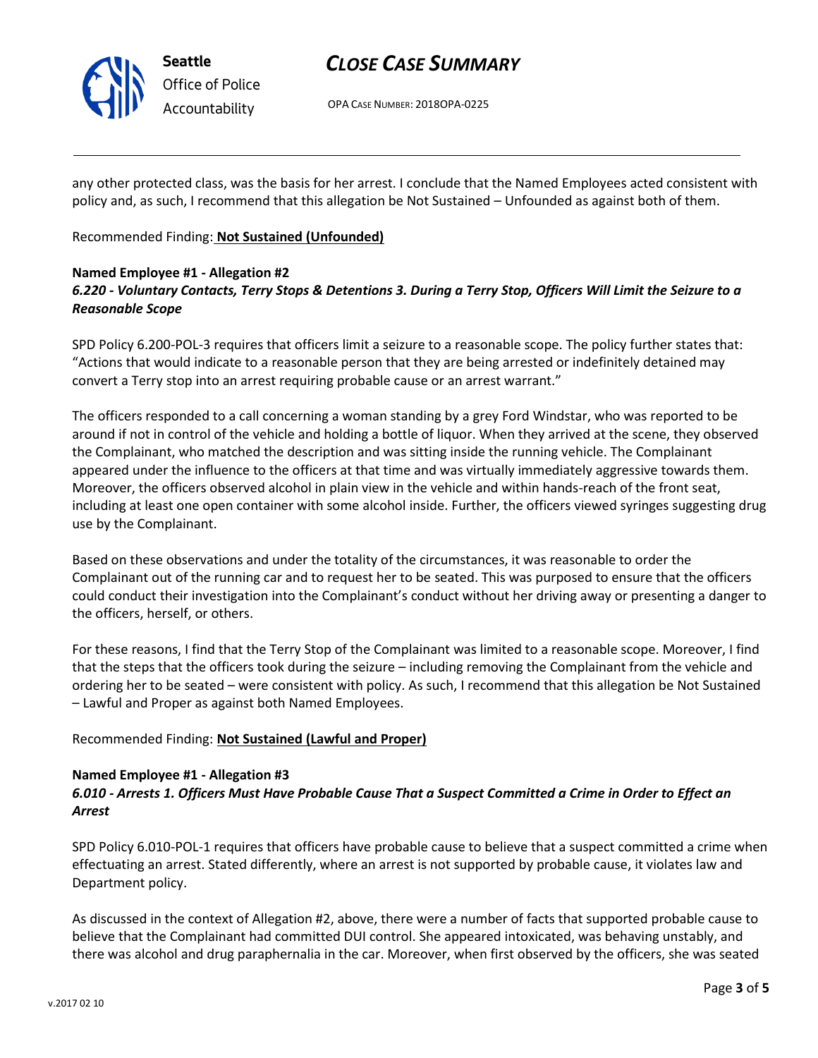any other protected class, was the basis for her arrest. I conclude that the Named Employees acted consistent with policy and, as such, I recommend that this allegation be Not Sustained – Unfounded as against both of them.

Recommended Finding: **Not Sustained (Unfounded)**

**Named Employee #1 - Allegation #2**
***6.220 - Voluntary Contacts, Terry Stops & Detentions 3. During a Terry Stop, Officers Will Limit the Seizure to a Reasonable Scope***

SPD Policy 6.200-POL-3 requires that officers limit a seizure to a reasonable scope. The policy further states that: "Actions that would indicate to a reasonable person that they are being arrested or indefinitely detained may convert a Terry stop into an arrest requiring probable cause or an arrest warrant."

The officers responded to a call concerning a woman standing by a grey Ford Windstar, who was reported to be around if not in control of the vehicle and holding a bottle of liquor. When they arrived at the scene, they observed the Complainant, who matched the description and was sitting inside the running vehicle. The Complainant appeared under the influence to the officers at that time and was virtually immediately aggressive towards them. Moreover, the officers observed alcohol in plain view in the vehicle and within hands-reach of the front seat, including at least one open container with some alcohol inside. Further, the officers viewed syringes suggesting drug use by the Complainant.

Based on these observations and under the totality of the circumstances, it was reasonable to order the Complainant out of the running car and to request her to be seated. This was purposed to ensure that the officers could conduct their investigation into the Complainant's conduct without her driving away or presenting a danger to the officers, herself, or others.

For these reasons, I find that the Terry Stop of the Complainant was limited to a reasonable scope. Moreover, I find that the steps that the officers took during the seizure – including removing the Complainant from the vehicle and ordering her to be seated – were consistent with policy. As such, I recommend that this allegation be Not Sustained – Lawful and Proper as against both Named Employees.

Recommended Finding: **Not Sustained (Lawful and Proper)**

**Named Employee #1 - Allegation #3**
***6.010 - Arrests 1. Officers Must Have Probable Cause That a Suspect Committed a Crime in Order to Effect an Arrest***

SPD Policy 6.010-POL-1 requires that officers have probable cause to believe that a suspect committed a crime when effectuating an arrest. Stated differently, where an arrest is not supported by probable cause, it violates law and Department policy.

As discussed in the context of Allegation #2, above, there were a number of facts that supported probable cause to believe that the Complainant had committed DUI control. She appeared intoxicated, was behaving unstably, and there was alcohol and drug paraphernalia in the car. Moreover, when first observed by the officers, she was seated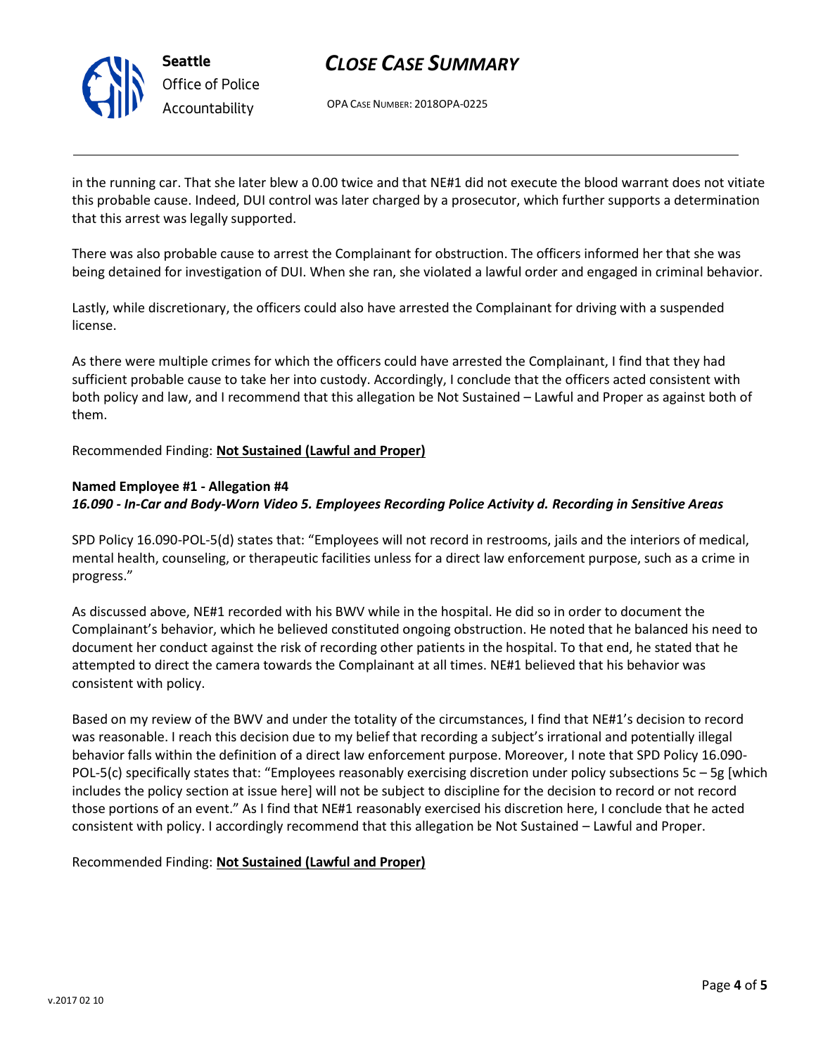in the running car. That she later blew a 0.00 twice and that NE#1 did not execute the blood warrant does not vitiate this probable cause. Indeed, DUI control was later charged by a prosecutor, which further supports a determination that this arrest was legally supported.

There was also probable cause to arrest the Complainant for obstruction. The officers informed her that she was being detained for investigation of DUI. When she ran, she violated a lawful order and engaged in criminal behavior.

Lastly, while discretionary, the officers could also have arrested the Complainant for driving with a suspended license.

As there were multiple crimes for which the officers could have arrested the Complainant, I find that they had sufficient probable cause to take her into custody. Accordingly, I conclude that the officers acted consistent with both policy and law, and I recommend that this allegation be Not Sustained – Lawful and Proper as against both of them.

Recommended Finding: **Not Sustained (Lawful and Proper)**

**Named Employee #1 - Allegation #4**
***16.090 - In-Car and Body-Worn Video 5. Employees Recording Police Activity d. Recording in Sensitive Areas***

SPD Policy 16.090-POL-5(d) states that: "Employees will not record in restrooms, jails and the interiors of medical, mental health, counseling, or therapeutic facilities unless for a direct law enforcement purpose, such as a crime in progress."

As discussed above, NE#1 recorded with his BWV while in the hospital. He did so in order to document the Complainant's behavior, which he believed constituted ongoing obstruction. He noted that he balanced his need to document her conduct against the risk of recording other patients in the hospital. To that end, he stated that he attempted to direct the camera towards the Complainant at all times. NE#1 believed that his behavior was consistent with policy.

Based on my review of the BWV and under the totality of the circumstances, I find that NE#1's decision to record was reasonable. I reach this decision due to my belief that recording a subject's irrational and potentially illegal behavior falls within the definition of a direct law enforcement purpose. Moreover, I note that SPD Policy 16.090-POL-5(c) specifically states that: "Employees reasonably exercising discretion under policy subsections 5c – 5g [which includes the policy section at issue here] will not be subject to discipline for the decision to record or not record those portions of an event." As I find that NE#1 reasonably exercised his discretion here, I conclude that he acted consistent with policy. I accordingly recommend that this allegation be Not Sustained – Lawful and Proper.

Recommended Finding: **Not Sustained (Lawful and Proper)**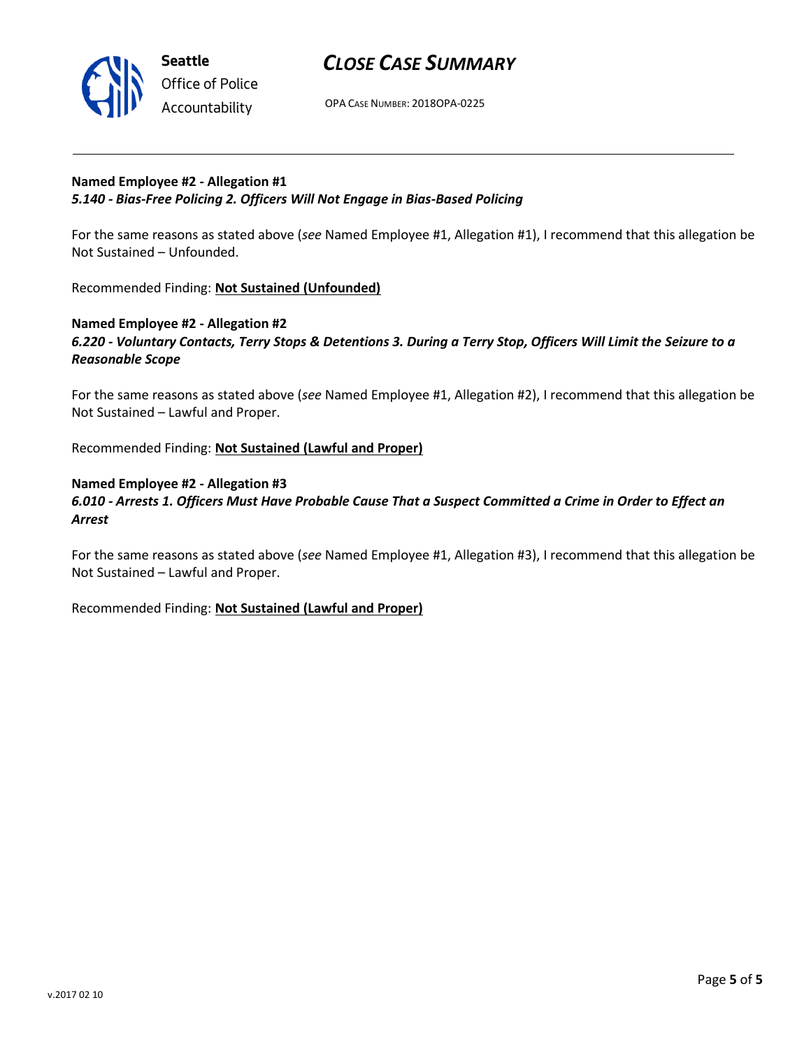**Named Employee #2 - Allegation #1**
***5.140 - Bias-Free Policing 2. Officers Will Not Engage in Bias-Based Policing***

For the same reasons as stated above (*see* Named Employee #1, Allegation #1), I recommend that this allegation be Not Sustained – Unfounded.

Recommended Finding: **Not Sustained (Unfounded)**

**Named Employee #2 - Allegation #2**
***6.220 - Voluntary Contacts, Terry Stops & Detentions 3. During a Terry Stop, Officers Will Limit the Seizure to a Reasonable Scope***

For the same reasons as stated above (*see* Named Employee #1, Allegation #2), I recommend that this allegation be Not Sustained – Lawful and Proper.

Recommended Finding: **Not Sustained (Lawful and Proper)**

**Named Employee #2 - Allegation #3**
***6.010 - Arrests 1. Officers Must Have Probable Cause That a Suspect Committed a Crime in Order to Effect an Arrest***

For the same reasons as stated above (*see* Named Employee #1, Allegation #3), I recommend that this allegation be Not Sustained – Lawful and Proper.

Recommended Finding: **Not Sustained (Lawful and Proper)**